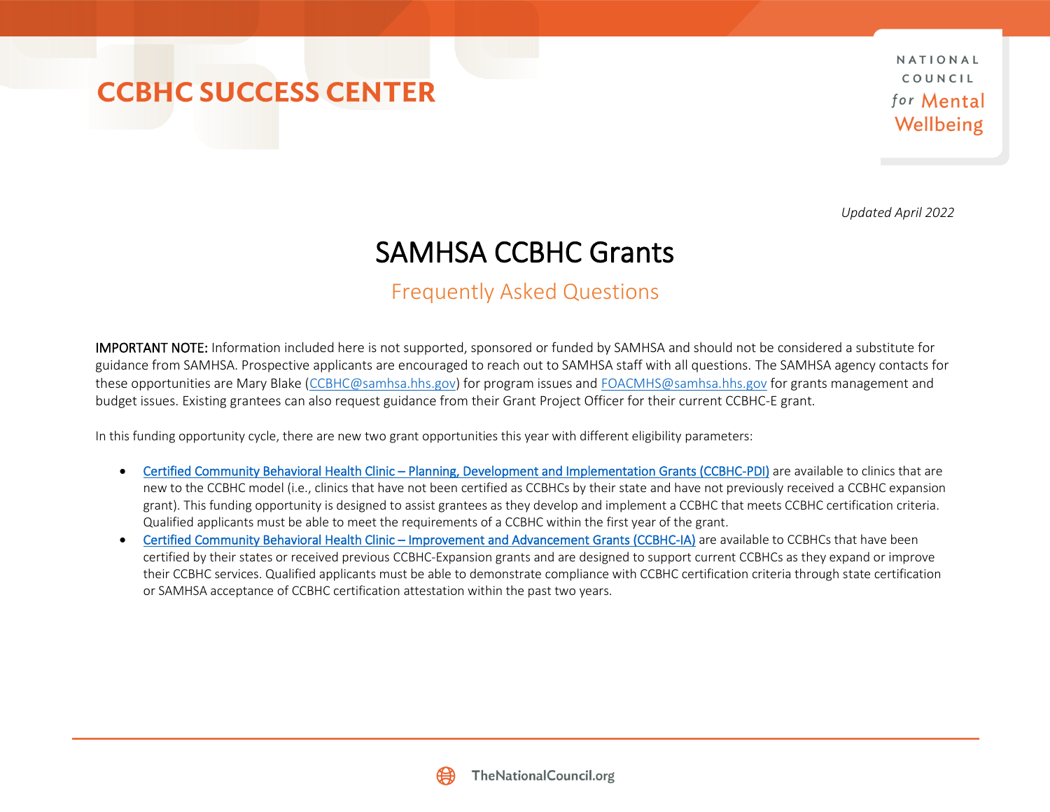CCBHC SUCCESS CENTER

NATIONAL COUNCIL for Mental Wellbeing

*Updated April 2022*

# SAMHSA CCBHC Grants

## Frequently Asked Questions

IMPORTANT NOTE: Information included here is not supported, sponsored or funded by SAMHSA and should not be considered a substitute for guidance from SAMHSA. Prospective applicants are encouraged to reach out to SAMHSA staff with all questions. The SAMHSA agency contacts for these opportunities are Mary Blake (CCBHC@samhsa.hhs.gov) for program issues and FOACMHS@samhsa.hhs.gov for grants management and budget issues. Existing grantees can also request guidance from their Grant Project Officer for their current CCBHC-E grant.

In this funding opportunity cycle, there are new two grant opportunities this year with different eligibility parameters:

- Certified Community Behavioral Health Clinic – Planning, Development and Implementation Grants (CCBHC-PDI) are available to clinics that are new to the CCBHC model (i.e., clinics that have not been certified as CCBHCs by their state and have not previously received a CCBHC expansion grant). This funding opportunity is designed to assist grantees as they develop and implement a CCBHC that meets CCBHC certification criteria. Qualified applicants must be able to meet the requirements of a CCBHC within the first year of the grant.
- Certified Community Behavioral Health Clinic – Improvement and Advancement Grants (CCBHC-IA) are available to CCBHCs that have been certified by their states or received previous CCBHC-Expansion grants and are designed to support current CCBHCs as they expand or improve their CCBHC services. Qualified applicants must be able to demonstrate compliance with CCBHC certification criteria through state certification or SAMHSA acceptance of CCBHC certification attestation within the past two years.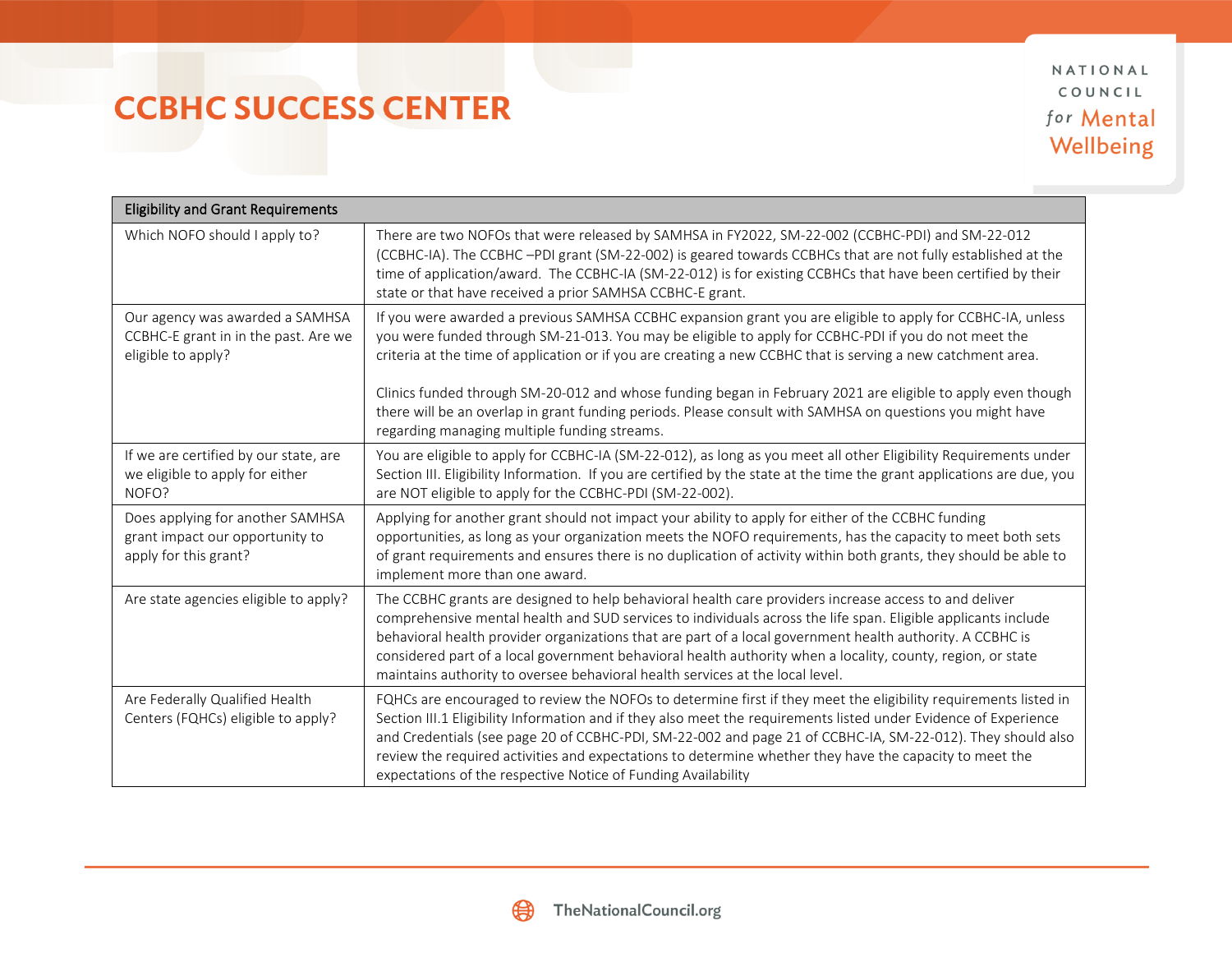# CCBHC SUCCESS CENTER

| Eligibility and Grant Requirements | |
|---|---|
| Which NOFO should I apply to? | There are two NOFOs that were released by SAMHSA in FY2022, SM-22-002 (CCBHC-PDI) and SM-22-012 (CCBHC-IA). The CCBHC –PDI grant (SM-22-002) is geared towards CCBHCs that are not fully established at the time of application/award. The CCBHC-IA (SM-22-012) is for existing CCBHCs that have been certified by their state or that have received a prior SAMHSA CCBHC-E grant. |
| Our agency was awarded a SAMHSA CCBHC-E grant in in the past. Are we eligible to apply? | If you were awarded a previous SAMHSA CCBHC expansion grant you are eligible to apply for CCBHC-IA, unless you were funded through SM-21-013. You may be eligible to apply for CCBHC-PDI if you do not meet the criteria at the time of application or if you are creating a new CCBHC that is serving a new catchment area.<br><br>Clinics funded through SM-20-012 and whose funding began in February 2021 are eligible to apply even though there will be an overlap in grant funding periods. Please consult with SAMHSA on questions you might have regarding managing multiple funding streams. |
| If we are certified by our state, are we eligible to apply for either NOFO? | You are eligible to apply for CCBHC-IA (SM-22-012), as long as you meet all other Eligibility Requirements under Section III. Eligibility Information. If you are certified by the state at the time the grant applications are due, you are NOT eligible to apply for the CCBHC-PDI (SM-22-002). |
| Does applying for another SAMHSA grant impact our opportunity to apply for this grant? | Applying for another grant should not impact your ability to apply for either of the CCBHC funding opportunities, as long as your organization meets the NOFO requirements, has the capacity to meet both sets of grant requirements and ensures there is no duplication of activity within both grants, they should be able to implement more than one award. |
| Are state agencies eligible to apply? | The CCBHC grants are designed to help behavioral health care providers increase access to and deliver comprehensive mental health and SUD services to individuals across the life span. Eligible applicants include behavioral health provider organizations that are part of a local government health authority. A CCBHC is considered part of a local government behavioral health authority when a locality, county, region, or state maintains authority to oversee behavioral health services at the local level. |
| Are Federally Qualified Health Centers (FQHCs) eligible to apply? | FQHCs are encouraged to review the NOFOs to determine first if they meet the eligibility requirements listed in Section III.1 Eligibility Information and if they also meet the requirements listed under Evidence of Experience and Credentials (see page 20 of CCBHC-PDI, SM-22-002 and page 21 of CCBHC-IA, SM-22-012). They should also review the required activities and expectations to determine whether they have the capacity to meet the expectations of the respective Notice of Funding Availability |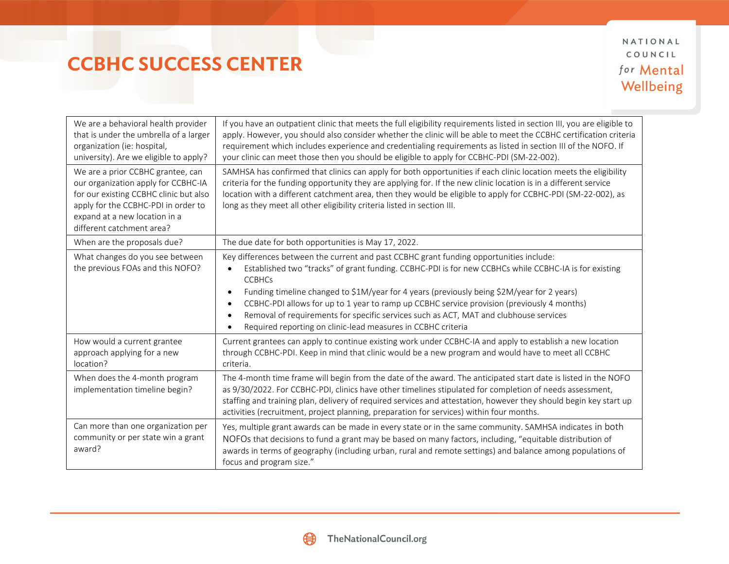| | |
|---|---|
| We are a behavioral health provider that is under the umbrella of a larger organization (ie: hospital, university). Are we eligible to apply? | If you have an outpatient clinic that meets the full eligibility requirements listed in section III, you are eligible to apply. However, you should also consider whether the clinic will be able to meet the CCBHC certification criteria requirement which includes experience and credentialing requirements as listed in section III of the NOFO. If your clinic can meet those then you should be eligible to apply for CCBHC-PDI (SM-22-002). |
| We are a prior CCBHC grantee, can our organization apply for CCBHC-IA for our existing CCBHC clinic but also apply for the CCBHC-PDI in order to expand at a new location in a different catchment area? | SAMHSA has confirmed that clinics can apply for both opportunities if each clinic location meets the eligibility criteria for the funding opportunity they are applying for. If the new clinic location is in a different service location with a different catchment area, then they would be eligible to apply for CCBHC-PDI (SM-22-002), as long as they meet all other eligibility criteria listed in section III. |
| When are the proposals due? | The due date for both opportunities is May 17, 2022. |
| What changes do you see between the previous FOAs and this NOFO? | Key differences between the current and past CCBHC grant funding opportunities include:<br>• Established two "tracks" of grant funding. CCBHC-PDI is for new CCBHCs while CCBHC-IA is for existing CCBHCs<br>• Funding timeline changed to $1M/year for 4 years (previously being $2M/year for 2 years)<br>• CCBHC-PDI allows for up to 1 year to ramp up CCBHC service provision (previously 4 months)<br>• Removal of requirements for specific services such as ACT, MAT and clubhouse services<br>• Required reporting on clinic-lead measures in CCBHC criteria |
| How would a current grantee approach applying for a new location? | Current grantees can apply to continue existing work under CCBHC-IA and apply to establish a new location through CCBHC-PDI. Keep in mind that clinic would be a new program and would have to meet all CCBHC criteria. |
| When does the 4-month program implementation timeline begin? | The 4-month time frame will begin from the date of the award. The anticipated start date is listed in the NOFO as 9/30/2022. For CCBHC-PDI, clinics have other timelines stipulated for completion of needs assessment, staffing and training plan, delivery of required services and attestation, however they should begin key start up activities (recruitment, project planning, preparation for services) within four months. |
| Can more than one organization per community or per state win a grant award? | Yes, multiple grant awards can be made in every state or in the same community. SAMHSA indicates in both NOFOs that decisions to fund a grant may be based on many factors, including, "equitable distribution of awards in terms of geography (including urban, rural and remote settings) and balance among populations of focus and program size." |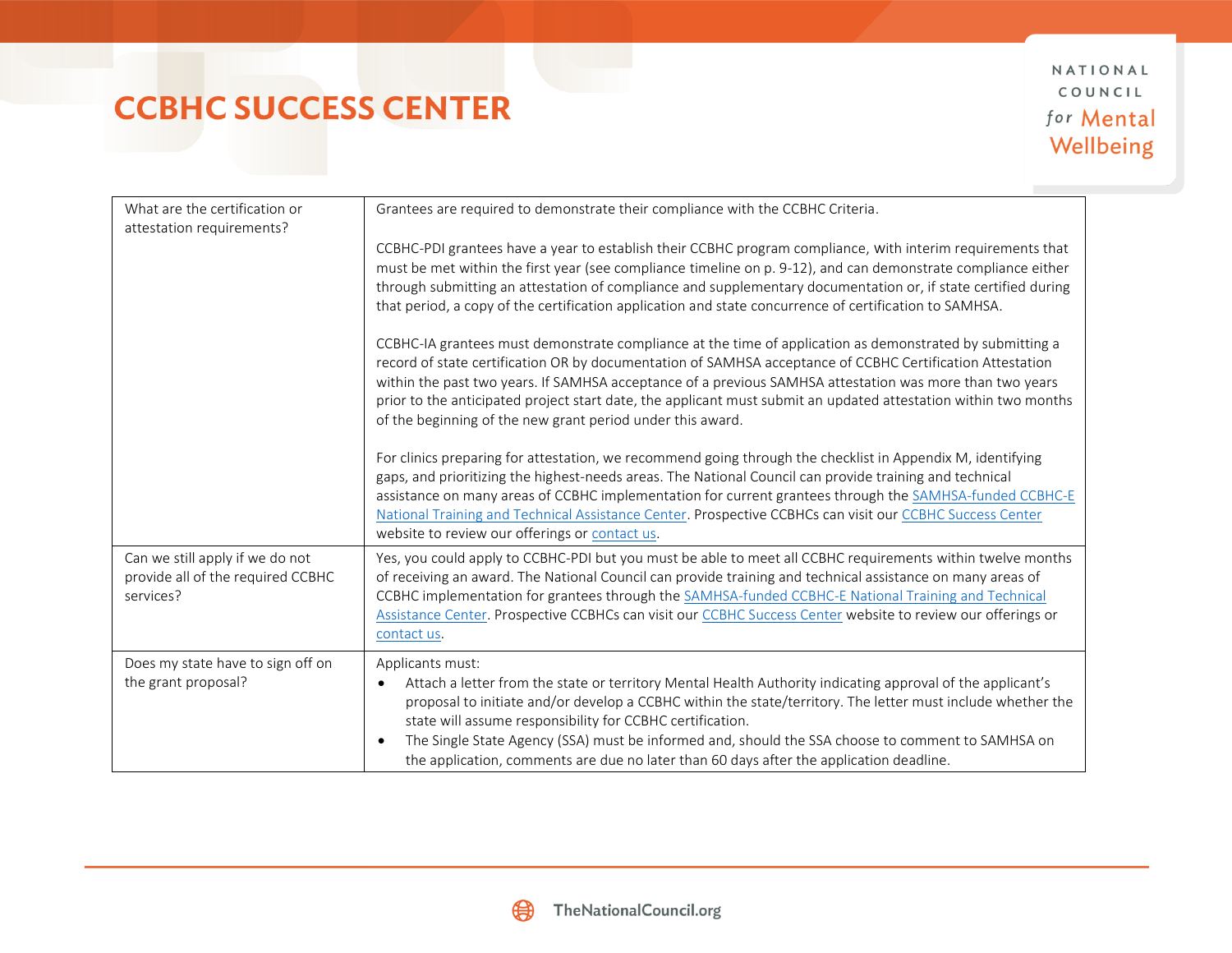| | |
|---|---|
| What are the certification or attestation requirements? | Grantees are required to demonstrate their compliance with the CCBHC Criteria.<br><br>CCBHC-PDI grantees have a year to establish their CCBHC program compliance, with interim requirements that must be met within the first year (see compliance timeline on p. 9-12), and can demonstrate compliance either through submitting an attestation of compliance and supplementary documentation or, if state certified during that period, a copy of the certification application and state concurrence of certification to SAMHSA.<br><br>CCBHC-IA grantees must demonstrate compliance at the time of application as demonstrated by submitting a record of state certification OR by documentation of SAMHSA acceptance of CCBHC Certification Attestation within the past two years. If SAMHSA acceptance of a previous SAMHSA attestation was more than two years prior to the anticipated project start date, the applicant must submit an updated attestation within two months of the beginning of the new grant period under this award.<br><br>For clinics preparing for attestation, we recommend going through the checklist in Appendix M, identifying gaps, and prioritizing the highest-needs areas. The National Council can provide training and technical assistance on many areas of CCBHC implementation for current grantees through the SAMHSA-funded CCBHC-E National Training and Technical Assistance Center. Prospective CCBHCs can visit our CCBHC Success Center website to review our offerings or contact us. |
| Can we still apply if we do not provide all of the required CCBHC services? | Yes, you could apply to CCBHC-PDI but you must be able to meet all CCBHC requirements within twelve months of receiving an award. The National Council can provide training and technical assistance on many areas of CCBHC implementation for grantees through the SAMHSA-funded CCBHC-E National Training and Technical Assistance Center. Prospective CCBHCs can visit our CCBHC Success Center website to review our offerings or contact us. |
| Does my state have to sign off on the grant proposal? | Applicants must:<br>• Attach a letter from the state or territory Mental Health Authority indicating approval of the applicant's proposal to initiate and/or develop a CCBHC within the state/territory. The letter must include whether the state will assume responsibility for CCBHC certification.<br>• The Single State Agency (SSA) must be informed and, should the SSA choose to comment to SAMHSA on the application, comments are due no later than 60 days after the application deadline. |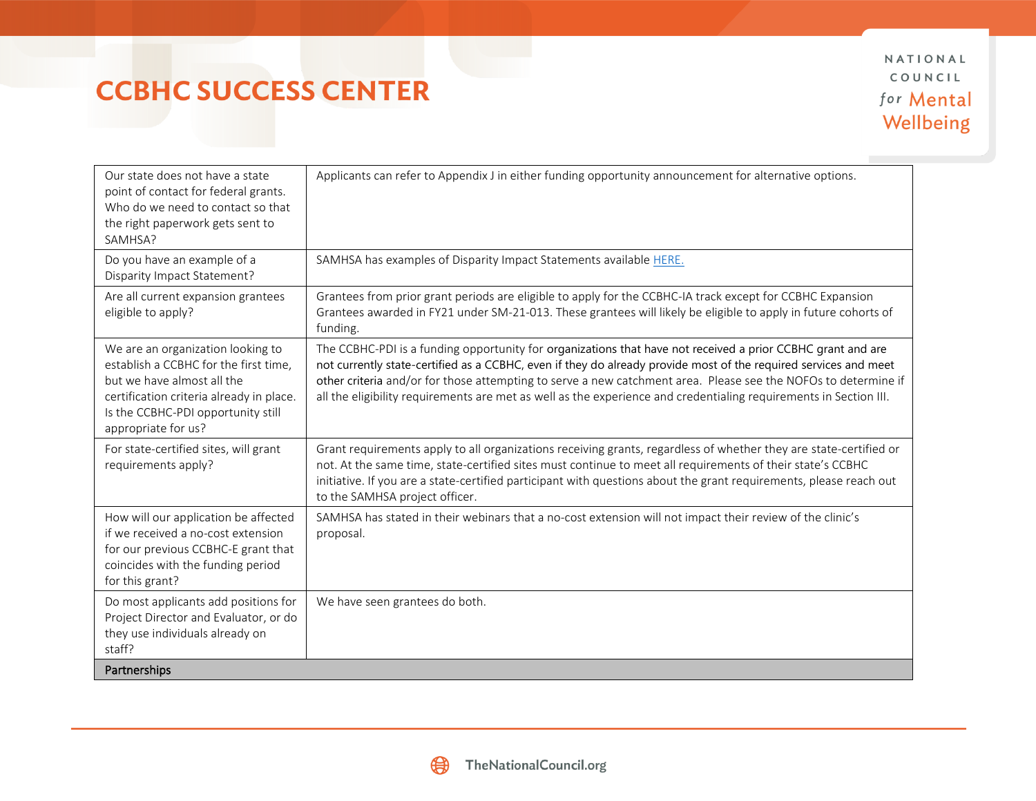| | |
|---|---|
| Our state does not have a state point of contact for federal grants. Who do we need to contact so that the right paperwork gets sent to SAMHSA? | Applicants can refer to Appendix J in either funding opportunity announcement for alternative options. |
| Do you have an example of a Disparity Impact Statement? | SAMHSA has examples of Disparity Impact Statements available HERE. |
| Are all current expansion grantees eligible to apply? | Grantees from prior grant periods are eligible to apply for the CCBHC-IA track except for CCBHC Expansion Grantees awarded in FY21 under SM-21-013. These grantees will likely be eligible to apply in future cohorts of funding. |
| We are an organization looking to establish a CCBHC for the first time, but we have almost all the certification criteria already in place. Is the CCBHC-PDI opportunity still appropriate for us? | The CCBHC-PDI is a funding opportunity for organizations that have not received a prior CCBHC grant and are not currently state-certified as a CCBHC, even if they do already provide most of the required services and meet other criteria and/or for those attempting to serve a new catchment area. Please see the NOFOs to determine if all the eligibility requirements are met as well as the experience and credentialing requirements in Section III. |
| For state-certified sites, will grant requirements apply? | Grant requirements apply to all organizations receiving grants, regardless of whether they are state-certified or not. At the same time, state-certified sites must continue to meet all requirements of their state's CCBHC initiative. If you are a state-certified participant with questions about the grant requirements, please reach out to the SAMHSA project officer. |
| How will our application be affected if we received a no-cost extension for our previous CCBHC-E grant that coincides with the funding period for this grant? | SAMHSA has stated in their webinars that a no-cost extension will not impact their review of the clinic's proposal. |
| Do most applicants add positions for Project Director and Evaluator, or do they use individuals already on staff? | We have seen grantees do both. |
| **Partnerships** | |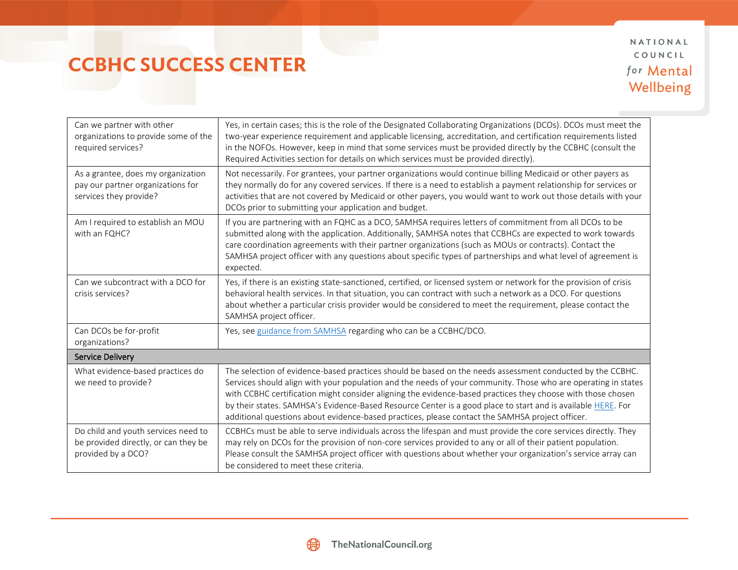| | |
|---|---|
| Can we partner with other organizations to provide some of the required services? | Yes, in certain cases; this is the role of the Designated Collaborating Organizations (DCOs). DCOs must meet the two-year experience requirement and applicable licensing, accreditation, and certification requirements listed in the NOFOs. However, keep in mind that some services must be provided directly by the CCBHC (consult the Required Activities section for details on which services must be provided directly). |
| As a grantee, does my organization pay our partner organizations for services they provide? | Not necessarily. For grantees, your partner organizations would continue billing Medicaid or other payers as they normally do for any covered services. If there is a need to establish a payment relationship for services or activities that are not covered by Medicaid or other payers, you would want to work out those details with your DCOs prior to submitting your application and budget. |
| Am I required to establish an MOU with an FQHC? | If you are partnering with an FQHC as a DCO, SAMHSA requires letters of commitment from all DCOs to be submitted along with the application. Additionally, SAMHSA notes that CCBHCs are expected to work towards care coordination agreements with their partner organizations (such as MOUs or contracts). Contact the SAMHSA project officer with any questions about specific types of partnerships and what level of agreement is expected. |
| Can we subcontract with a DCO for crisis services? | Yes, if there is an existing state-sanctioned, certified, or licensed system or network for the provision of crisis behavioral health services. In that situation, you can contract with such a network as a DCO. For questions about whether a particular crisis provider would be considered to meet the requirement, please contact the SAMHSA project officer. |
| Can DCOs be for-profit organizations? | Yes, see guidance from SAMHSA regarding who can be a CCBHC/DCO. |
| **Service Delivery** | |
| What evidence-based practices do we need to provide? | The selection of evidence-based practices should be based on the needs assessment conducted by the CCBHC. Services should align with your population and the needs of your community. Those who are operating in states with CCBHC certification might consider aligning the evidence-based practices they choose with those chosen by their states. SAMHSA's Evidence-Based Resource Center is a good place to start and is available HERE. For additional questions about evidence-based practices, please contact the SAMHSA project officer. |
| Do child and youth services need to be provided directly, or can they be provided by a DCO? | CCBHCs must be able to serve individuals across the lifespan and must provide the core services directly. They may rely on DCOs for the provision of non-core services provided to any or all of their patient population. Please consult the SAMHSA project officer with questions about whether your organization's service array can be considered to meet these criteria. |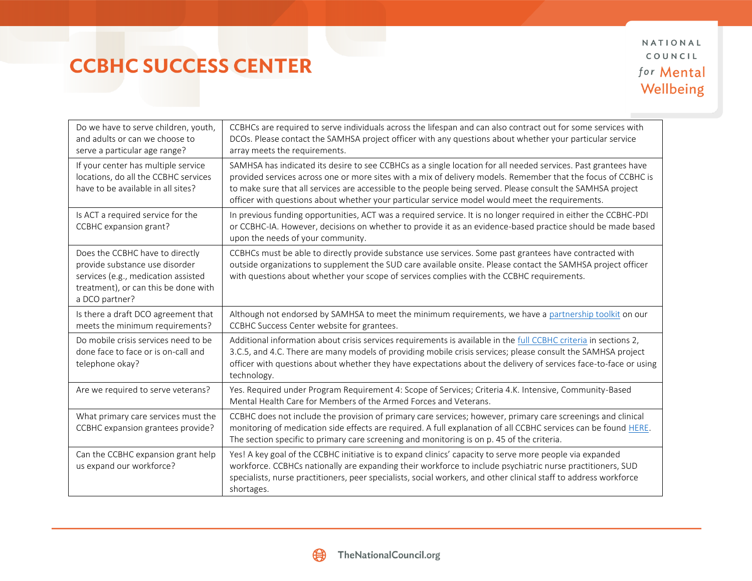| | |
|---|---|
| Do we have to serve children, youth, and adults or can we choose to serve a particular age range? | CCBHCs are required to serve individuals across the lifespan and can also contract out for some services with DCOs. Please contact the SAMHSA project officer with any questions about whether your particular service array meets the requirements. |
| If your center has multiple service locations, do all the CCBHC services have to be available in all sites? | SAMHSA has indicated its desire to see CCBHCs as a single location for all needed services. Past grantees have provided services across one or more sites with a mix of delivery models. Remember that the focus of CCBHC is to make sure that all services are accessible to the people being served. Please consult the SAMHSA project officer with questions about whether your particular service model would meet the requirements. |
| Is ACT a required service for the CCBHC expansion grant? | In previous funding opportunities, ACT was a required service. It is no longer required in either the CCBHC-PDI or CCBHC-IA. However, decisions on whether to provide it as an evidence-based practice should be made based upon the needs of your community. |
| Does the CCBHC have to directly provide substance use disorder services (e.g., medication assisted treatment), or can this be done with a DCO partner? | CCBHCs must be able to directly provide substance use services. Some past grantees have contracted with outside organizations to supplement the SUD care available onsite. Please contact the SAMHSA project officer with questions about whether your scope of services complies with the CCBHC requirements. |
| Is there a draft DCO agreement that meets the minimum requirements? | Although not endorsed by SAMHSA to meet the minimum requirements, we have a partnership toolkit on our CCBHC Success Center website for grantees. |
| Do mobile crisis services need to be done face to face or is on-call and telephone okay? | Additional information about crisis services requirements is available in the full CCBHC criteria in sections 2, 3.C.5, and 4.C. There are many models of providing mobile crisis services; please consult the SAMHSA project officer with questions about whether they have expectations about the delivery of services face-to-face or using technology. |
| Are we required to serve veterans? | Yes. Required under Program Requirement 4: Scope of Services; Criteria 4.K. Intensive, Community-Based Mental Health Care for Members of the Armed Forces and Veterans. |
| What primary care services must the CCBHC expansion grantees provide? | CCBHC does not include the provision of primary care services; however, primary care screenings and clinical monitoring of medication side effects are required. A full explanation of all CCBHC services can be found HERE. The section specific to primary care screening and monitoring is on p. 45 of the criteria. |
| Can the CCBHC expansion grant help us expand our workforce? | Yes! A key goal of the CCBHC initiative is to expand clinics' capacity to serve more people via expanded workforce. CCBHCs nationally are expanding their workforce to include psychiatric nurse practitioners, SUD specialists, nurse practitioners, peer specialists, social workers, and other clinical staff to address workforce shortages. |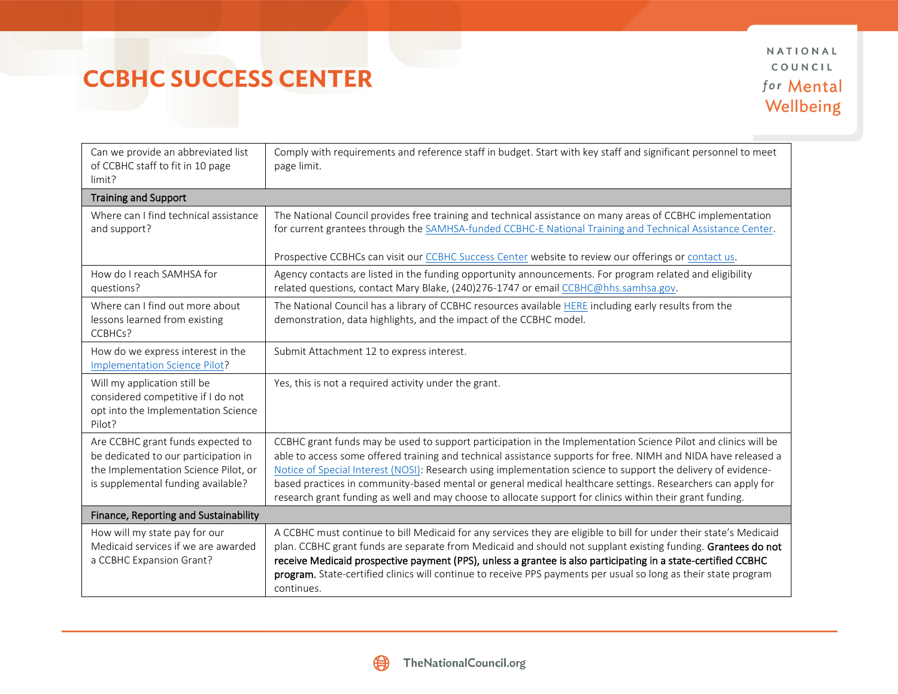| | |
|---|---|
| Can we provide an abbreviated list of CCBHC staff to fit in 10 page limit? | Comply with requirements and reference staff in budget. Start with key staff and significant personnel to meet page limit. |
| **Training and Support** | |
| Where can I find technical assistance and support? | The National Council provides free training and technical assistance on many areas of CCBHC implementation for current grantees through the SAMHSA-funded CCBHC-E National Training and Technical Assistance Center.<br><br>Prospective CCBHCs can visit our CCBHC Success Center website to review our offerings or contact us. |
| How do I reach SAMHSA for questions? | Agency contacts are listed in the funding opportunity announcements. For program related and eligibility related questions, contact Mary Blake, (240)276-1747 or email CCBHC@hhs.samhsa.gov. |
| Where can I find out more about lessons learned from existing CCBHCs? | The National Council has a library of CCBHC resources available HERE including early results from the demonstration, data highlights, and the impact of the CCBHC model. |
| How do we express interest in the Implementation Science Pilot? | Submit Attachment 12 to express interest. |
| Will my application still be considered competitive if I do not opt into the Implementation Science Pilot? | Yes, this is not a required activity under the grant. |
| Are CCBHC grant funds expected to be dedicated to our participation in the Implementation Science Pilot, or is supplemental funding available? | CCBHC grant funds may be used to support participation in the Implementation Science Pilot and clinics will be able to access some offered training and technical assistance supports for free. NIMH and NIDA have released a Notice of Special Interest (NOSI): Research using implementation science to support the delivery of evidence-based practices in community-based mental or general medical healthcare settings. Researchers can apply for research grant funding as well and may choose to allocate support for clinics within their grant funding. |
| **Finance, Reporting and Sustainability** | |
| How will my state pay for our Medicaid services if we are awarded a CCBHC Expansion Grant? | A CCBHC must continue to bill Medicaid for any services they are eligible to bill for under their state's Medicaid plan. CCBHC grant funds are separate from Medicaid and should not supplant existing funding. **Grantees do not receive Medicaid prospective payment (PPS), unless a grantee is also participating in a state-certified CCBHC program.** State-certified clinics will continue to receive PPS payments per usual so long as their state program continues. |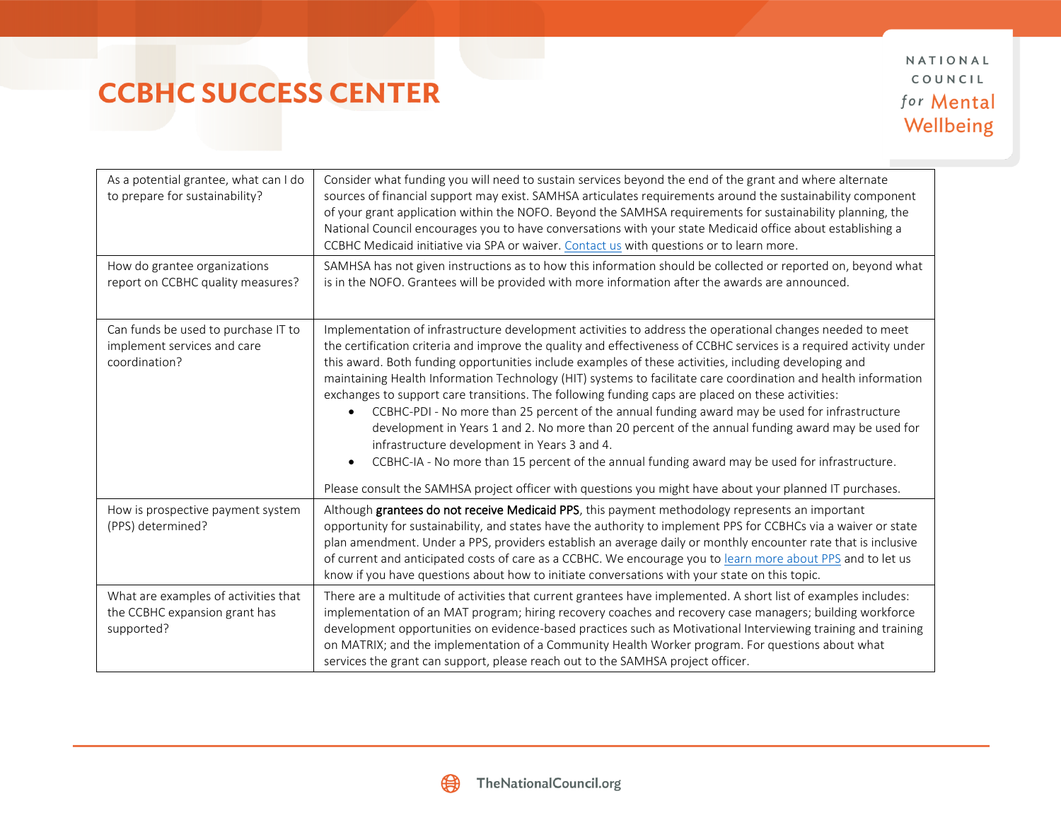| | |
|---|---|
| As a potential grantee, what can I do to prepare for sustainability? | Consider what funding you will need to sustain services beyond the end of the grant and where alternate sources of financial support may exist. SAMHSA articulates requirements around the sustainability component of your grant application within the NOFO. Beyond the SAMHSA requirements for sustainability planning, the National Council encourages you to have conversations with your state Medicaid office about establishing a CCBHC Medicaid initiative via SPA or waiver. Contact us with questions or to learn more. |
| How do grantee organizations report on CCBHC quality measures? | SAMHSA has not given instructions as to how this information should be collected or reported on, beyond what is in the NOFO. Grantees will be provided with more information after the awards are announced. |
| Can funds be used to purchase IT to implement services and care coordination? | Implementation of infrastructure development activities to address the operational changes needed to meet the certification criteria and improve the quality and effectiveness of CCBHC services is a required activity under this award. Both funding opportunities include examples of these activities, including developing and maintaining Health Information Technology (HIT) systems to facilitate care coordination and health information exchanges to support care transitions. The following funding caps are placed on these activities: <br>• CCBHC-PDI - No more than 25 percent of the annual funding award may be used for infrastructure development in Years 1 and 2. No more than 20 percent of the annual funding award may be used for infrastructure development in Years 3 and 4. <br>• CCBHC-IA - No more than 15 percent of the annual funding award may be used for infrastructure. <br><br>Please consult the SAMHSA project officer with questions you might have about your planned IT purchases. |
| How is prospective payment system (PPS) determined? | Although **grantees do not receive Medicaid PPS**, this payment methodology represents an important opportunity for sustainability, and states have the authority to implement PPS for CCBHCs via a waiver or state plan amendment. Under a PPS, providers establish an average daily or monthly encounter rate that is inclusive of current and anticipated costs of care as a CCBHC. We encourage you to learn more about PPS and to let us know if you have questions about how to initiate conversations with your state on this topic. |
| What are examples of activities that the CCBHC expansion grant has supported? | There are a multitude of activities that current grantees have implemented. A short list of examples includes: implementation of an MAT program; hiring recovery coaches and recovery case managers; building workforce development opportunities on evidence-based practices such as Motivational Interviewing training and training on MATRIX; and the implementation of a Community Health Worker program. For questions about what services the grant can support, please reach out to the SAMHSA project officer. |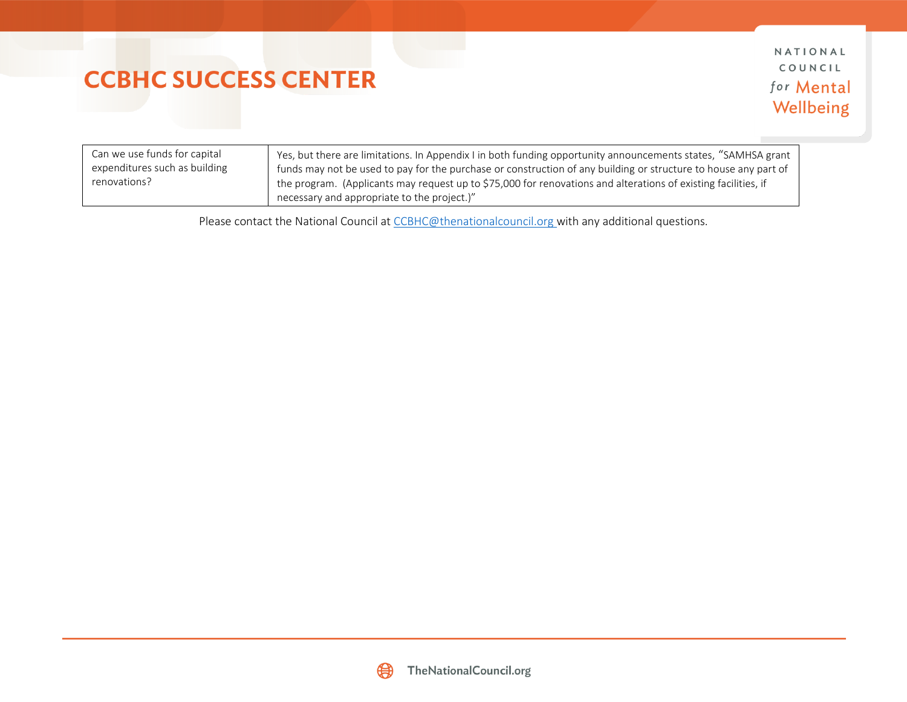| | |
|---|---|
| Can we use funds for capital expenditures such as building renovations? | Yes, but there are limitations. In Appendix I in both funding opportunity announcements states, "SAMHSA grant funds may not be used to pay for the purchase or construction of any building or structure to house any part of the program. (Applicants may request up to $75,000 for renovations and alterations of existing facilities, if necessary and appropriate to the project.)" |

Please contact the National Council at CCBHC@thenationalcouncil.org with any additional questions.